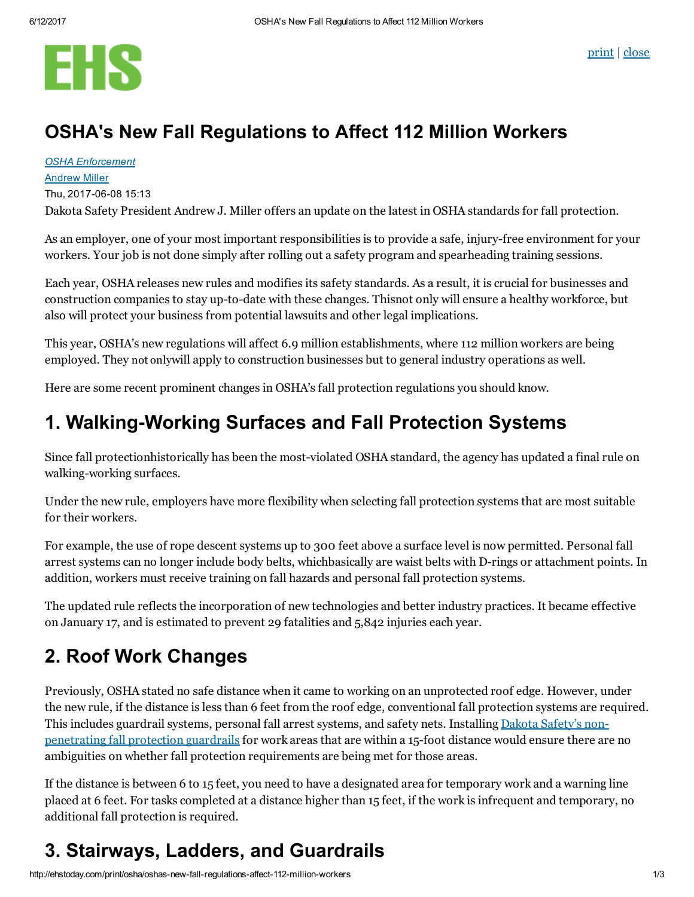EHS

# OSHA's New Fall Regulations to Affect 112 Million Workers

*OSHA Enforcement*
Andrew Miller
Thu, 2017-06-08 15:13

Dakota Safety President Andrew J. Miller offers an update on the latest in OSHA standards for fall protection.

As an employer, one of your most important responsibilities is to provide a safe, injury-free environment for your workers. Your job is not done simply after rolling out a safety program and spearheading training sessions.

Each year, OSHA releases new rules and modifies its safety standards. As a result, it is crucial for businesses and construction companies to stay up-to-date with these changes. Thisnot only will ensure a healthy workforce, but also will protect your business from potential lawsuits and other legal implications.

This year, OSHA's new regulations will affect 6.9 million establishments, where 112 million workers are being employed. They not onlywill apply to construction businesses but to general industry operations as well.

Here are some recent prominent changes in OSHA's fall protection regulations you should know.

## 1. Walking-Working Surfaces and Fall Protection Systems

Since fall protectionhistorically has been the most-violated OSHA standard, the agency has updated a final rule on walking-working surfaces.

Under the new rule, employers have more flexibility when selecting fall protection systems that are most suitable for their workers.

For example, the use of rope descent systems up to 300 feet above a surface level is now permitted. Personal fall arrest systems can no longer include body belts, whichbasically are waist belts with D-rings or attachment points. In addition, workers must receive training on fall hazards and personal fall protection systems.

The updated rule reflects the incorporation of new technologies and better industry practices. It became effective on January 17, and is estimated to prevent 29 fatalities and 5,842 injuries each year.

## 2. Roof Work Changes

Previously, OSHA stated no safe distance when it came to working on an unprotected roof edge. However, under the new rule, if the distance is less than 6 feet from the roof edge, conventional fall protection systems are required. This includes guardrail systems, personal fall arrest systems, and safety nets. Installing Dakota Safety's non-penetrating fall protection guardrails for work areas that are within a 15-foot distance would ensure there are no ambiguities on whether fall protection requirements are being met for those areas.

If the distance is between 6 to 15 feet, you need to have a designated area for temporary work and a warning line placed at 6 feet. For tasks completed at a distance higher than 15 feet, if the work is infrequent and temporary, no additional fall protection is required.

## 3. Stairways, Ladders, and Guardrails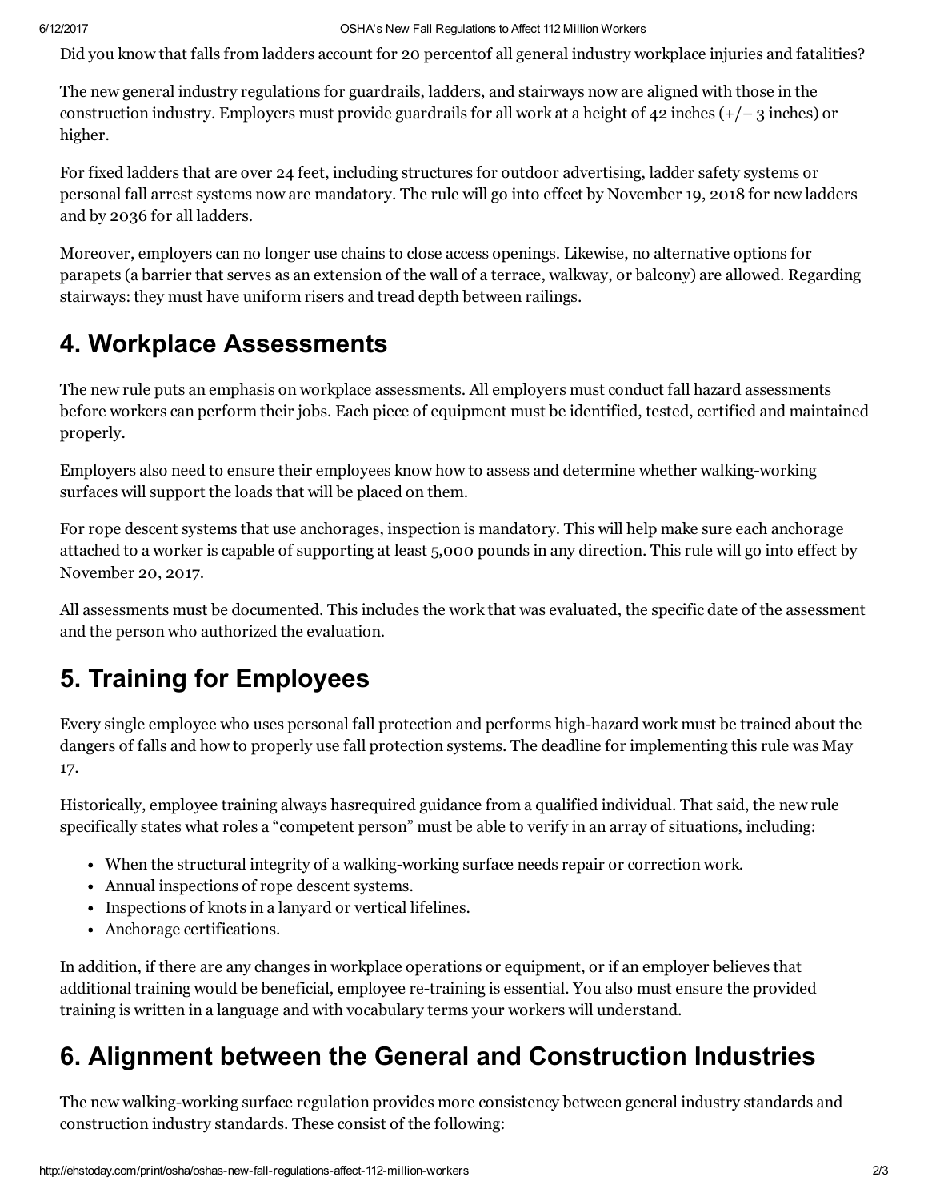Did you know that falls from ladders account for 20 percentof all general industry workplace injuries and fatalities?

The new general industry regulations for guardrails, ladders, and stairways now are aligned with those in the construction industry. Employers must provide guardrails for all work at a height of 42 inches (+/– 3 inches) or higher.

For fixed ladders that are over 24 feet, including structures for outdoor advertising, ladder safety systems or personal fall arrest systems now are mandatory. The rule will go into effect by November 19, 2018 for new ladders and by 2036 for all ladders.

Moreover, employers can no longer use chains to close access openings. Likewise, no alternative options for parapets (a barrier that serves as an extension of the wall of a terrace, walkway, or balcony) are allowed. Regarding stairways: they must have uniform risers and tread depth between railings.

## 4. Workplace Assessments

The new rule puts an emphasis on workplace assessments. All employers must conduct fall hazard assessments before workers can perform their jobs. Each piece of equipment must be identified, tested, certified and maintained properly.

Employers also need to ensure their employees know how to assess and determine whether walking-working surfaces will support the loads that will be placed on them.

For rope descent systems that use anchorages, inspection is mandatory. This will help make sure each anchorage attached to a worker is capable of supporting at least 5,000 pounds in any direction. This rule will go into effect by November 20, 2017.

All assessments must be documented. This includes the work that was evaluated, the specific date of the assessment and the person who authorized the evaluation.

## 5. Training for Employees

Every single employee who uses personal fall protection and performs high-hazard work must be trained about the dangers of falls and how to properly use fall protection systems. The deadline for implementing this rule was May 17.

Historically, employee training always hasrequired guidance from a qualified individual. That said, the new rule specifically states what roles a "competent person" must be able to verify in an array of situations, including:

- When the structural integrity of a walking-working surface needs repair or correction work.
- Annual inspections of rope descent systems.
- Inspections of knots in a lanyard or vertical lifelines.
- Anchorage certifications.

In addition, if there are any changes in workplace operations or equipment, or if an employer believes that additional training would be beneficial, employee re-training is essential. You also must ensure the provided training is written in a language and with vocabulary terms your workers will understand.

## 6. Alignment between the General and Construction Industries

The new walking-working surface regulation provides more consistency between general industry standards and construction industry standards. These consist of the following: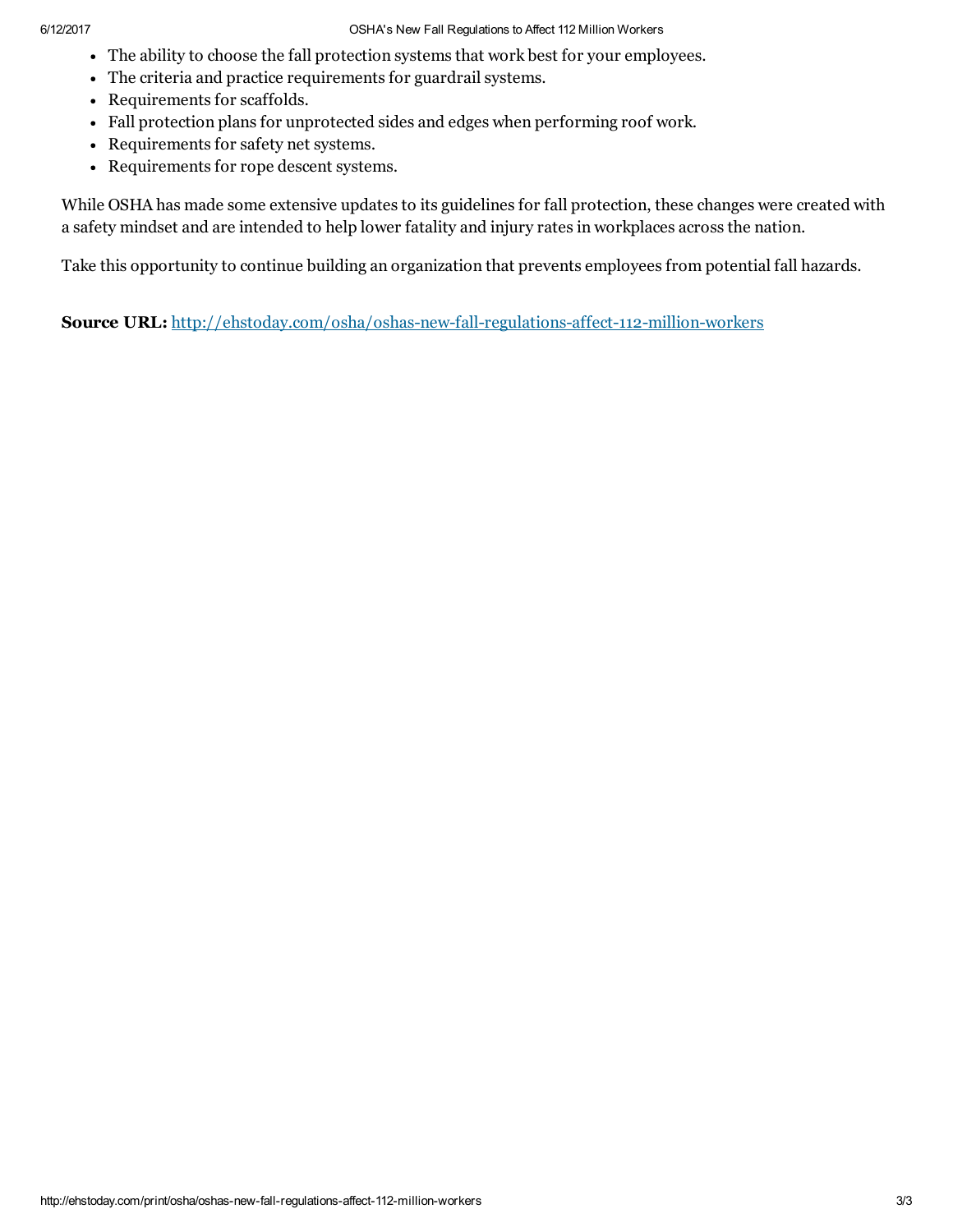- The ability to choose the fall protection systems that work best for your employees.
- The criteria and practice requirements for guardrail systems.
- Requirements for scaffolds.
- Fall protection plans for unprotected sides and edges when performing roof work.
- Requirements for safety net systems.
- Requirements for rope descent systems.

While OSHA has made some extensive updates to its guidelines for fall protection, these changes were created with a safety mindset and are intended to help lower fatality and injury rates in workplaces across the nation.

Take this opportunity to continue building an organization that prevents employees from potential fall hazards.

**Source URL:** http://ehstoday.com/osha/oshas-new-fall-regulations-affect-112-million-workers